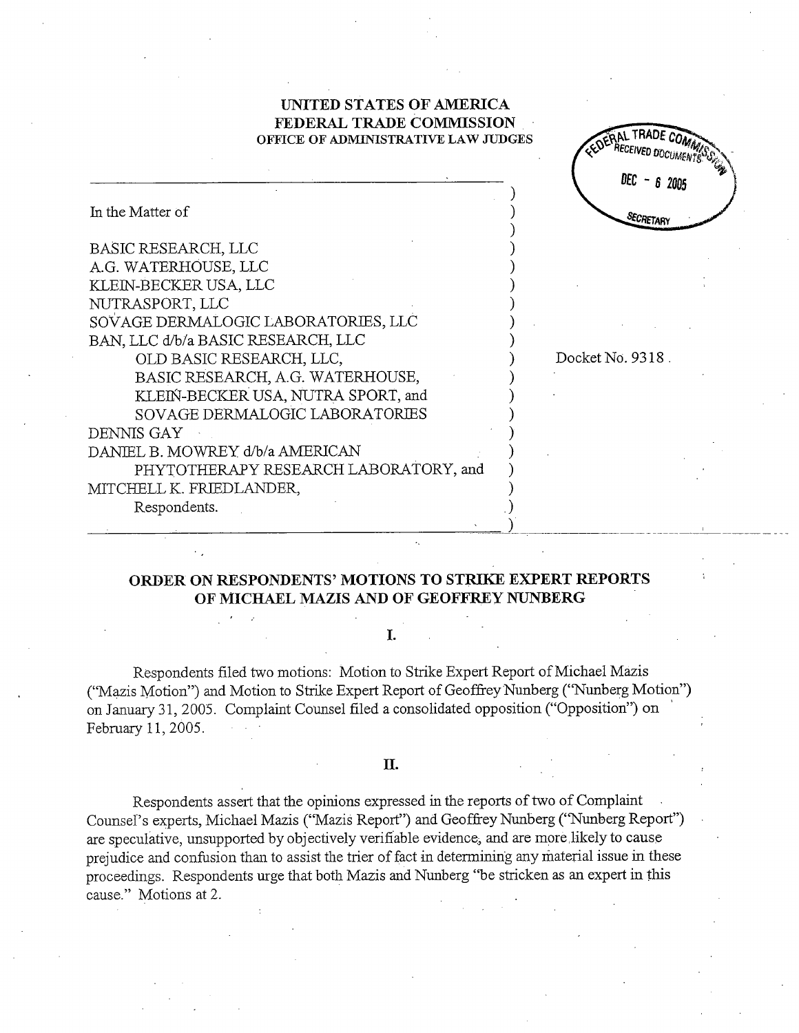UNITED STATES OF AMERICA
FEDERAL TRADE COMMISSION
OFFICE OF ADMINISTRATIVE LAW JUDGES

FEDERAL TRADE COMMISSION RECEIVED DOCUMENTS DEC - 6 2005 SECRETARY

In the Matter of

BASIC RESEARCH, LLC
A.G. WATERHOUSE, LLC
KLEIN-BECKER USA, LLC
NUTRASPORT, LLC
SOVAGE DERMALOGIC LABORATORIES, LLC
BAN, LLC d/b/a BASIC RESEARCH, LLC
OLD BASIC RESEARCH, LLC,
BASIC RESEARCH, A.G. WATERHOUSE,
KLEIN-BECKER USA, NUTRA SPORT, and
SOVAGE DERMALOGIC LABORATORIES
DENNIS GAY
DANIEL B. MOWREY d/b/a AMERICAN
PHYTOTHERAPY RESEARCH LABORATORY, and
MITCHELL K. FRIEDLANDER,
Respondents.

Docket No. 9318.

## ORDER ON RESPONDENTS' MOTIONS TO STRIKE EXPERT REPORTS OF MICHAEL MAZIS AND OF GEOFFREY NUNBERG

### I.

Respondents filed two motions: Motion to Strike Expert Report of Michael Mazis ("Mazis Motion") and Motion to Strike Expert Report of Geoffrey Nunberg ("Nunberg Motion") on January 31, 2005. Complaint Counsel filed a consolidated opposition ("Opposition") on February 11, 2005.

### II.

Respondents assert that the opinions expressed in the reports of two of Complaint Counsel's experts, Michael Mazis ("Mazis Report") and Geoffrey Nunberg ("Nunberg Report") are speculative, unsupported by objectively verifiable evidence, and are more likely to cause prejudice and confusion than to assist the trier of fact in determining any material issue in these proceedings. Respondents urge that both Mazis and Nunberg "be stricken as an expert in this cause." Motions at 2.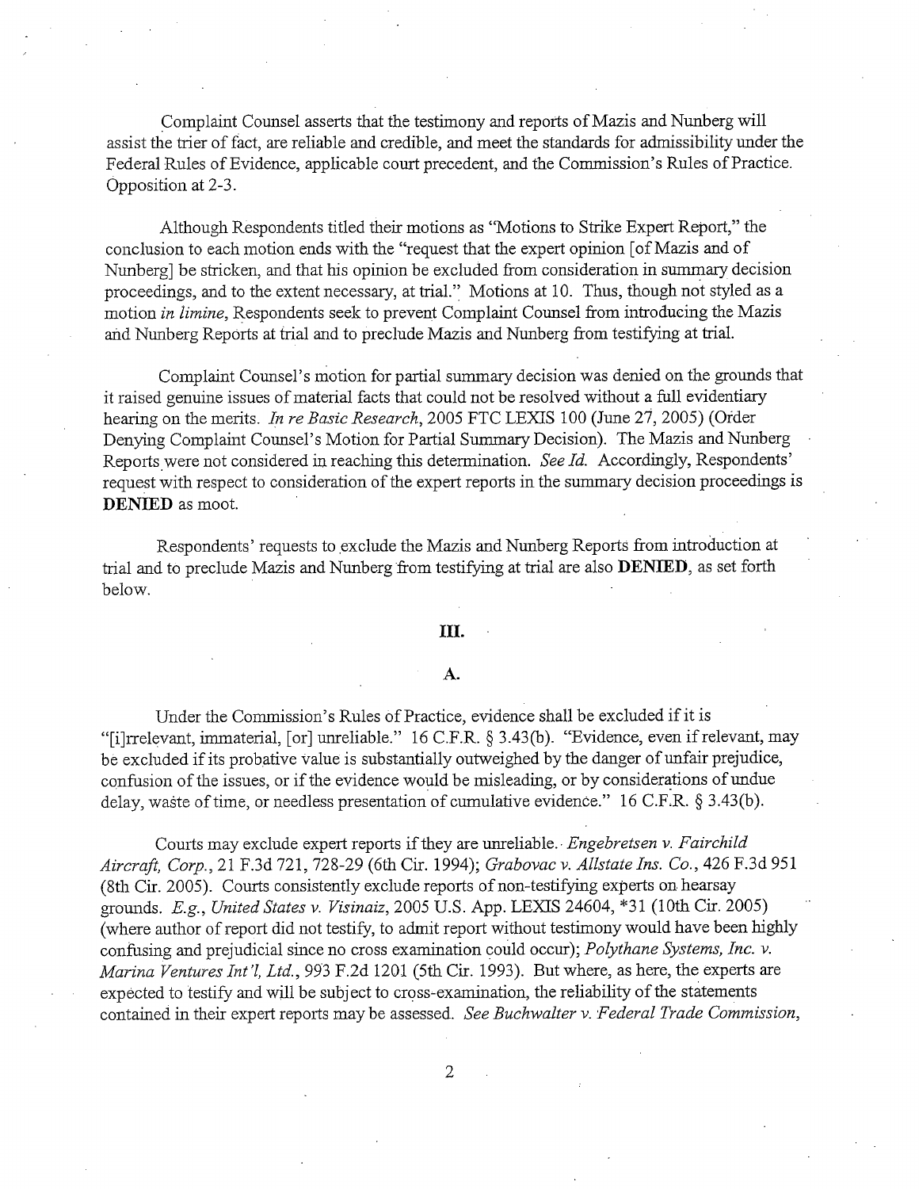Complaint Counsel asserts that the testimony and reports of Mazis and Nunberg will assist the trier of fact, are reliable and credible, and meet the standards for admissibility under the Federal Rules of Evidence, applicable court precedent, and the Commission's Rules of Practice. Opposition at 2-3.

Although Respondents titled their motions as "Motions to Strike Expert Report," the conclusion to each motion ends with the "request that the expert opinion [of Mazis and of Nunberg] be stricken, and that his opinion be excluded from consideration in summary decision proceedings, and to the extent necessary, at trial." Motions at 10. Thus, though not styled as a motion *in limine*, Respondents seek to prevent Complaint Counsel from introducing the Mazis and Nunberg Reports at trial and to preclude Mazis and Nunberg from testifying at trial.

Complaint Counsel's motion for partial summary decision was denied on the grounds that it raised genuine issues of material facts that could not be resolved without a full evidentiary hearing on the merits. *In re Basic Research*, 2005 FTC LEXIS 100 (June 27, 2005) (Order Denying Complaint Counsel's Motion for Partial Summary Decision). The Mazis and Nunberg Reports were not considered in reaching this determination. *See Id.* Accordingly, Respondents' request with respect to consideration of the expert reports in the summary decision proceedings is **DENIED** as moot.

Respondents' requests to exclude the Mazis and Nunberg Reports from introduction at trial and to preclude Mazis and Nunberg from testifying at trial are also **DENIED**, as set forth below.

## III.

### A.

Under the Commission's Rules of Practice, evidence shall be excluded if it is "[i]rrelevant, immaterial, [or] unreliable." 16 C.F.R. § 3.43(b). "Evidence, even if relevant, may be excluded if its probative value is substantially outweighed by the danger of unfair prejudice, confusion of the issues, or if the evidence would be misleading, or by considerations of undue delay, waste of time, or needless presentation of cumulative evidence." 16 C.F.R. § 3.43(b).

Courts may exclude expert reports if they are unreliable. *Engebretsen v. Fairchild Aircraft, Corp.*, 21 F.3d 721, 728-29 (6th Cir. 1994); *Grabovac v. Allstate Ins. Co.*, 426 F.3d 951 (8th Cir. 2005). Courts consistently exclude reports of non-testifying experts on hearsay grounds. *E.g.*, *United States v. Visinaiz*, 2005 U.S. App. LEXIS 24604, *31 (10th Cir. 2005) (where author of report did not testify, to admit report without testimony would have been highly confusing and prejudicial since no cross examination could occur); *Polythane Systems, Inc. v. Marina Ventures Int'l, Ltd.*, 993 F.2d 1201 (5th Cir. 1993). But where, as here, the experts are expected to testify and will be subject to cross-examination, the reliability of the statements contained in their expert reports may be assessed. *See Buchwalter v. Federal Trade Commission*,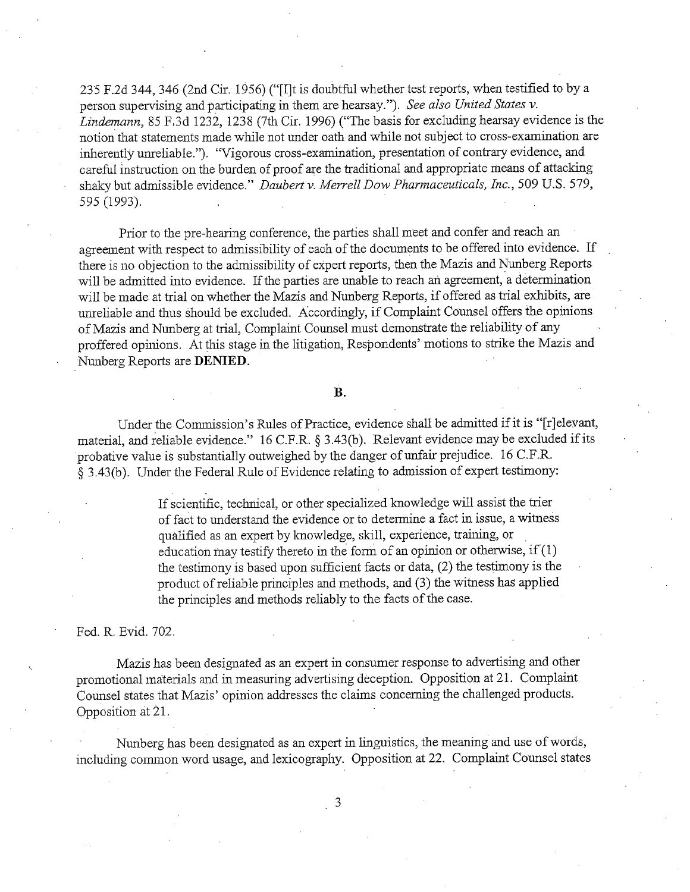235 F.2d 344, 346 (2nd Cir. 1956) ("[I]t is doubtful whether test reports, when testified to by a person supervising and participating in them are hearsay."). *See also United States v. Lindemann*, 85 F.3d 1232, 1238 (7th Cir. 1996) ("The basis for excluding hearsay evidence is the notion that statements made while not under oath and while not subject to cross-examination are inherently unreliable."). "Vigorous cross-examination, presentation of contrary evidence, and careful instruction on the burden of proof are the traditional and appropriate means of attacking shaky but admissible evidence." *Daubert v. Merrell Dow Pharmaceuticals, Inc.*, 509 U.S. 579, 595 (1993).

Prior to the pre-hearing conference, the parties shall meet and confer and reach an agreement with respect to admissibility of each of the documents to be offered into evidence. If there is no objection to the admissibility of expert reports, then the Mazis and Nunberg Reports will be admitted into evidence. If the parties are unable to reach an agreement, a determination will be made at trial on whether the Mazis and Nunberg Reports, if offered as trial exhibits, are unreliable and thus should be excluded. Accordingly, if Complaint Counsel offers the opinions of Mazis and Nunberg at trial, Complaint Counsel must demonstrate the reliability of any proffered opinions. At this stage in the litigation, Respondents' motions to strike the Mazis and Nunberg Reports are **DENIED**.

**B.**

Under the Commission's Rules of Practice, evidence shall be admitted if it is "[r]elevant, material, and reliable evidence." 16 C.F.R. § 3.43(b). Relevant evidence may be excluded if its probative value is substantially outweighed by the danger of unfair prejudice. 16 C.F.R. § 3.43(b). Under the Federal Rule of Evidence relating to admission of expert testimony:

> If scientific, technical, or other specialized knowledge will assist the trier of fact to understand the evidence or to determine a fact in issue, a witness qualified as an expert by knowledge, skill, experience, training, or education may testify thereto in the form of an opinion or otherwise, if (1) the testimony is based upon sufficient facts or data, (2) the testimony is the product of reliable principles and methods, and (3) the witness has applied the principles and methods reliably to the facts of the case.

Fed. R. Evid. 702.

Mazis has been designated as an expert in consumer response to advertising and other promotional materials and in measuring advertising deception. Opposition at 21. Complaint Counsel states that Mazis' opinion addresses the claims concerning the challenged products. Opposition at 21.

Nunberg has been designated as an expert in linguistics, the meaning and use of words, including common word usage, and lexicography. Opposition at 22. Complaint Counsel states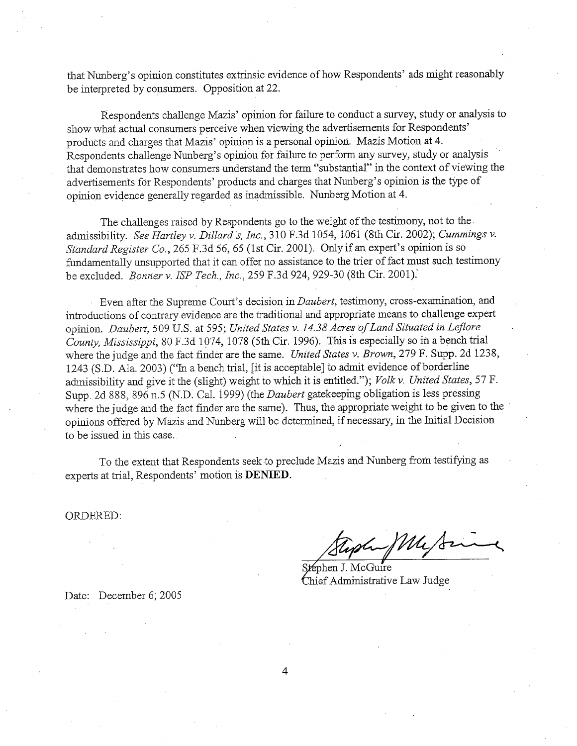that Nunberg's opinion constitutes extrinsic evidence of how Respondents' ads might reasonably be interpreted by consumers. Opposition at 22.

Respondents challenge Mazis' opinion for failure to conduct a survey, study or analysis to show what actual consumers perceive when viewing the advertisements for Respondents' products and charges that Mazis' opinion is a personal opinion. Mazis Motion at 4. Respondents challenge Nunberg's opinion for failure to perform any survey, study or analysis that demonstrates how consumers understand the term "substantial" in the context of viewing the advertisements for Respondents' products and charges that Nunberg's opinion is the type of opinion evidence generally regarded as inadmissible. Nunberg Motion at 4.

The challenges raised by Respondents go to the weight of the testimony, not to the admissibility. *See Hartley v. Dillard's, Inc.*, 310 F.3d 1054, 1061 (8th Cir. 2002); *Cummings v. Standard Register Co.*, 265 F.3d 56, 65 (1st Cir. 2001). Only if an expert's opinion is so fundamentally unsupported that it can offer no assistance to the trier of fact must such testimony be excluded. *Bonner v. ISP Tech., Inc.*, 259 F.3d 924, 929-30 (8th Cir. 2001).

Even after the Supreme Court's decision in *Daubert*, testimony, cross-examination, and introductions of contrary evidence are the traditional and appropriate means to challenge expert opinion. *Daubert*, 509 U.S. at 595; *United States v. 14.38 Acres of Land Situated in Leflore County, Mississippi*, 80 F.3d 1074, 1078 (5th Cir. 1996). This is especially so in a bench trial where the judge and the fact finder are the same. *United States v. Brown*, 279 F. Supp. 2d 1238, 1243 (S.D. Ala. 2003) ("In a bench trial, [it is acceptable] to admit evidence of borderline admissibility and give it the (slight) weight to which it is entitled."); *Volk v. United States*, 57 F. Supp. 2d 888, 896 n.5 (N.D. Cal. 1999) (the *Daubert* gatekeeping obligation is less pressing where the judge and the fact finder are the same). Thus, the appropriate weight to be given to the opinions offered by Mazis and Nunberg will be determined, if necessary, in the Initial Decision to be issued in this case.

To the extent that Respondents seek to preclude Mazis and Nunberg from testifying as experts at trial, Respondents' motion is **DENIED**.

ORDERED:

Stephen J. McGuire
Chief Administrative Law Judge

Date: December 6, 2005